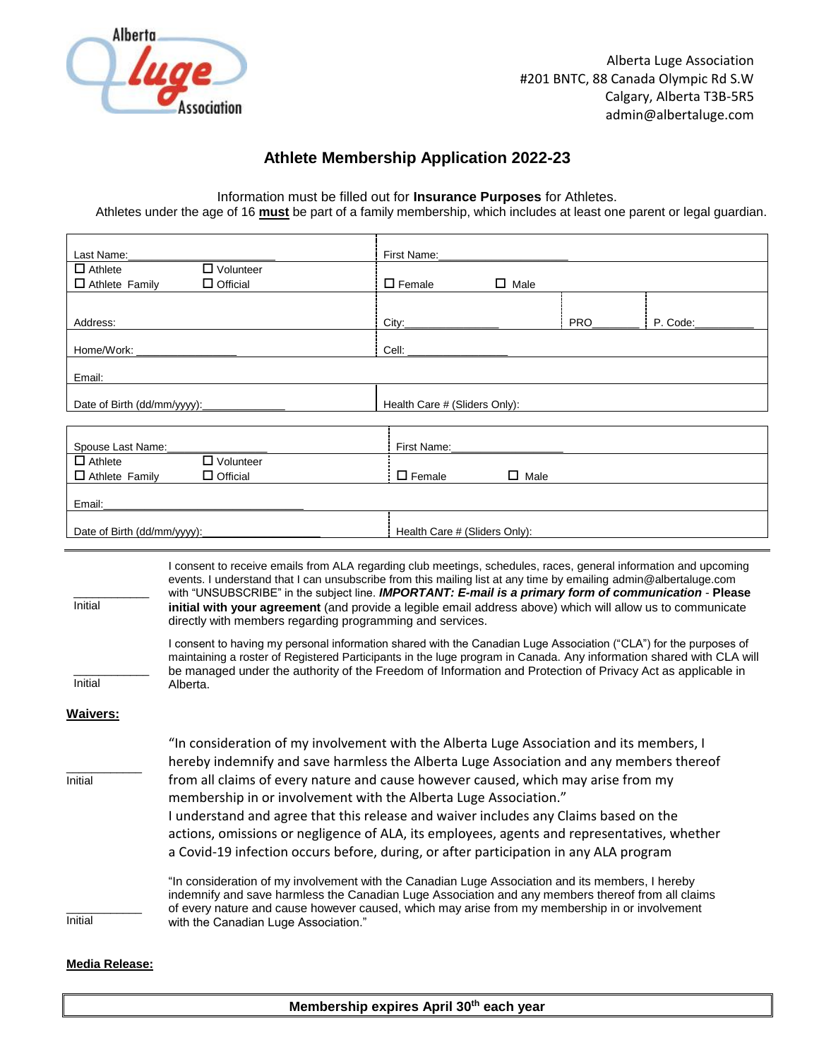Alberta Luge Association
#201 BNTC, 88 Canada Olympic Rd S.W
Calgary, Alberta T3B-5R5
admin@albertaluge.com

# Athlete Membership Application 2022-23

Information must be filled out for **Insurance Purposes** for Athletes.
Athletes under the age of 16 **must** be part of a family membership, which includes at least one parent or legal guardian.

| | |
|---|---|
| Last Name:________________________ | First Name:____________________ |
| ☐ Athlete ☐ Volunteer<br>☐ Athlete Family ☐ Official | ☐ Female ☐ Male |
| Address: | City:_______________ PRO_______ P. Code:_________ |
| Home/Work: ________________ | Cell: ________________ |
| Email: | |
| Date of Birth (dd/mm/yyyy):_____________ | Health Care # (Sliders Only): |

| | |
|---|---|
| Spouse Last Name:________________ | First Name:________________ |
| ☐ Athlete ☐ Volunteer<br>☐ Athlete Family ☐ Official | ☐ Female ☐ Male |
| Email:________________________________ | |
| Date of Birth (dd/mm/yyyy):__________________ | Health Care # (Sliders Only): |

___________ Initial — I consent to receive emails from ALA regarding club meetings, schedules, races, general information and upcoming events. I understand that I can unsubscribe from this mailing list at any time by emailing admin@albertaluge.com with "UNSUBSCRIBE" in the subject line. ***IMPORTANT: E-mail is a primary form of communication*** - **Please initial with your agreement** (and provide a legible email address above) which will allow us to communicate directly with members regarding programming and services.

___________ Initial — I consent to having my personal information shared with the Canadian Luge Association ("CLA") for the purposes of maintaining a roster of Registered Participants in the luge program in Canada. Any information shared with CLA will be managed under the authority of the Freedom of Information and Protection of Privacy Act as applicable in Alberta.

**Waivers:**

___________ Initial — "In consideration of my involvement with the Alberta Luge Association and its members, I hereby indemnify and save harmless the Alberta Luge Association and any members thereof from all claims of every nature and cause however caused, which may arise from my membership in or involvement with the Alberta Luge Association."
I understand and agree that this release and waiver includes any Claims based on the actions, omissions or negligence of ALA, its employees, agents and representatives, whether a Covid-19 infection occurs before, during, or after participation in any ALA program

___________ Initial — "In consideration of my involvement with the Canadian Luge Association and its members, I hereby indemnify and save harmless the Canadian Luge Association and any members thereof from all claims of every nature and cause however caused, which may arise from my membership in or involvement with the Canadian Luge Association."

**Media Release:**

**Membership expires April 30th each year**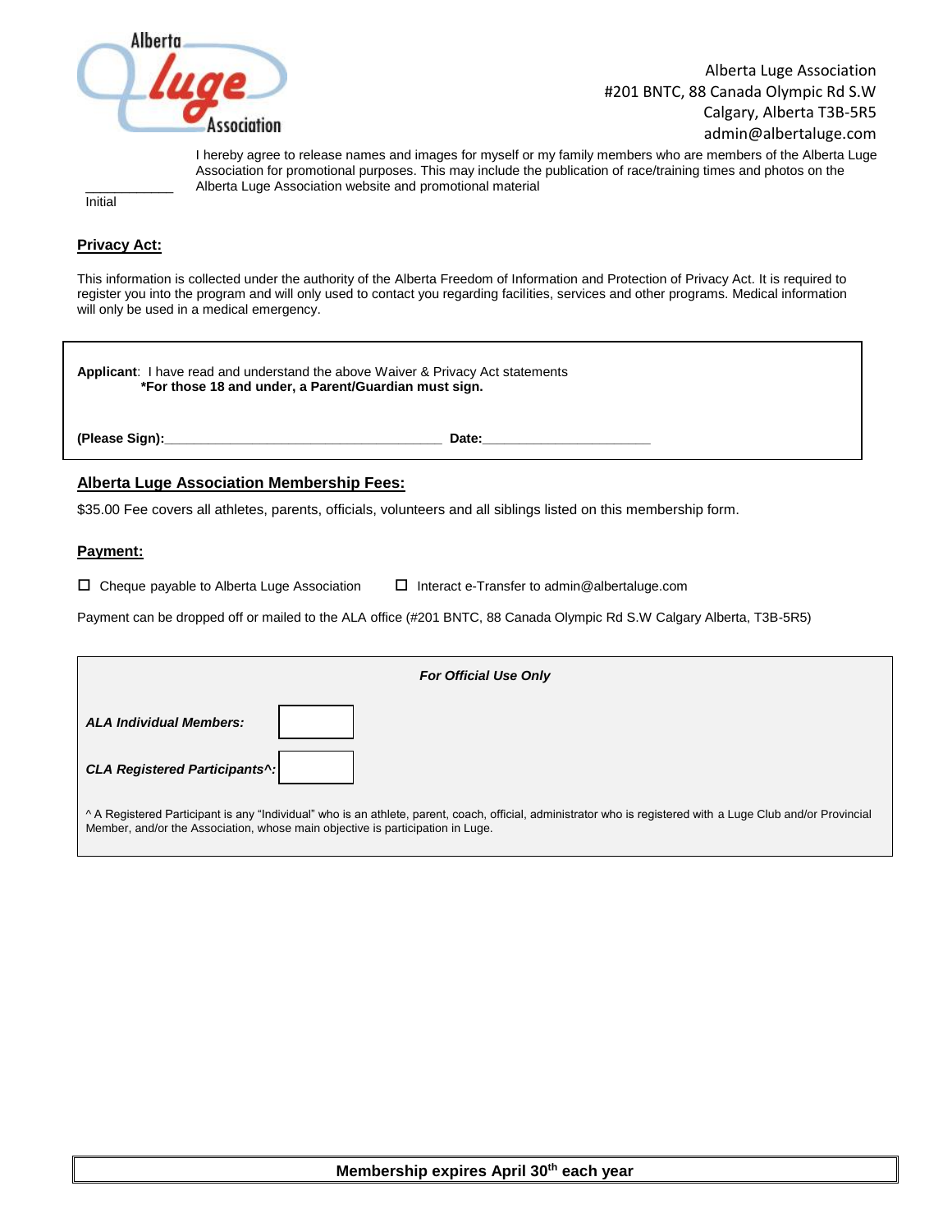Alberta Luge Association
#201 BNTC, 88 Canada Olympic Rd S.W
Calgary, Alberta T3B-5R5
admin@albertaluge.com

___________ Initial

I hereby agree to release names and images for myself or my family members who are members of the Alberta Luge Association for promotional purposes. This may include the publication of race/training times and photos on the Alberta Luge Association website and promotional material

**Privacy Act:**

This information is collected under the authority of the Alberta Freedom of Information and Protection of Privacy Act. It is required to register you into the program and will only used to contact you regarding facilities, services and other programs. Medical information will only be used in a medical emergency.

**Applicant**: I have read and understand the above Waiver & Privacy Act statements
**\*For those 18 and under, a Parent/Guardian must sign.**

**(Please Sign):**_____________________________________ **Date:**______________________

**Alberta Luge Association Membership Fees:**

$35.00 Fee covers all athletes, parents, officials, volunteers and all siblings listed on this membership form.

**Payment:**

☐ Cheque payable to Alberta Luge Association ☐ Interact e-Transfer to admin@albertaluge.com

Payment can be dropped off or mailed to the ALA office (#201 BNTC, 88 Canada Olympic Rd S.W Calgary Alberta, T3B-5R5)

***For Official Use Only***

| | |
|---|---|
| ***ALA Individual Members:*** | |
| ***CLA Registered Participants^:*** | |

^ A Registered Participant is any "Individual" who is an athlete, parent, coach, official, administrator who is registered with a Luge Club and/or Provincial Member, and/or the Association, whose main objective is participation in Luge.

**Membership expires April 30th each year**